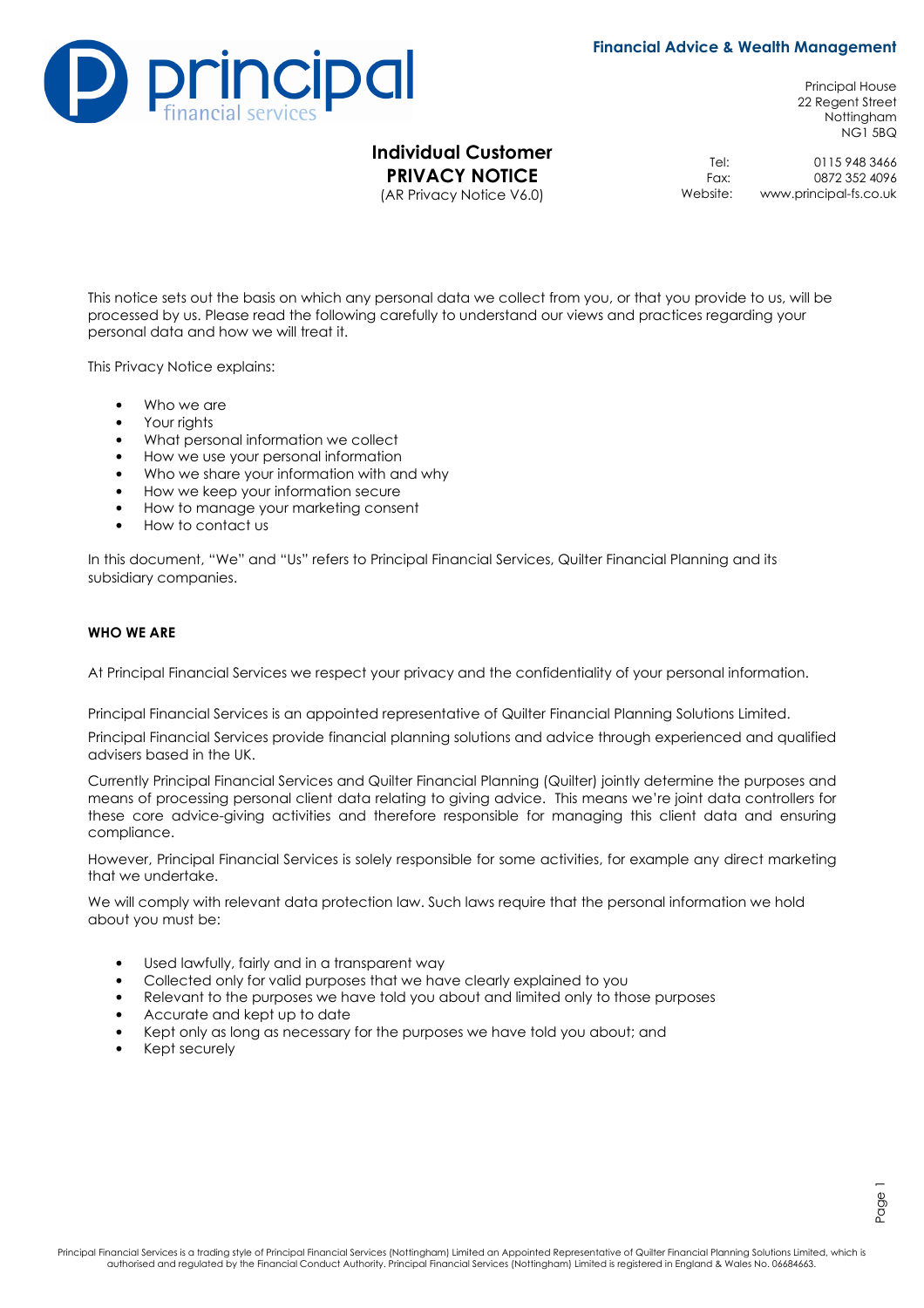**Financial Advice & Wealth Management**

Principal House
22 Regent Street
Nottingham
NG1 5BQ

Tel: 0115 948 3466
Fax: 0872 352 4096
Website: www.principal-fs.co.uk

# Individual Customer PRIVACY NOTICE

(AR Privacy Notice V6.0)

This notice sets out the basis on which any personal data we collect from you, or that you provide to us, will be processed by us. Please read the following carefully to understand our views and practices regarding your personal data and how we will treat it.

This Privacy Notice explains:

- Who we are
- Your rights
- What personal information we collect
- How we use your personal information
- Who we share your information with and why
- How we keep your information secure
- How to manage your marketing consent
- How to contact us

In this document, "We" and "Us" refers to Principal Financial Services, Quilter Financial Planning and its subsidiary companies.

## WHO WE ARE

At Principal Financial Services we respect your privacy and the confidentiality of your personal information.

Principal Financial Services is an appointed representative of Quilter Financial Planning Solutions Limited.

Principal Financial Services provide financial planning solutions and advice through experienced and qualified advisers based in the UK.

Currently Principal Financial Services and Quilter Financial Planning (Quilter) jointly determine the purposes and means of processing personal client data relating to giving advice. This means we're joint data controllers for these core advice-giving activities and therefore responsible for managing this client data and ensuring compliance.

However, Principal Financial Services is solely responsible for some activities, for example any direct marketing that we undertake.

We will comply with relevant data protection law. Such laws require that the personal information we hold about you must be:

- Used lawfully, fairly and in a transparent way
- Collected only for valid purposes that we have clearly explained to you
- Relevant to the purposes we have told you about and limited only to those purposes
- Accurate and kept up to date
- Kept only as long as necessary for the purposes we have told you about; and
- Kept securely

Principal Financial Services is a trading style of Principal Financial Services (Nottingham) Limited an Appointed Representative of Quilter Financial Planning Solutions Limited, which is authorised and regulated by the Financial Conduct Authority. Principal Financial Services (Nottingham) Limited is registered in England & Wales No. 06684663.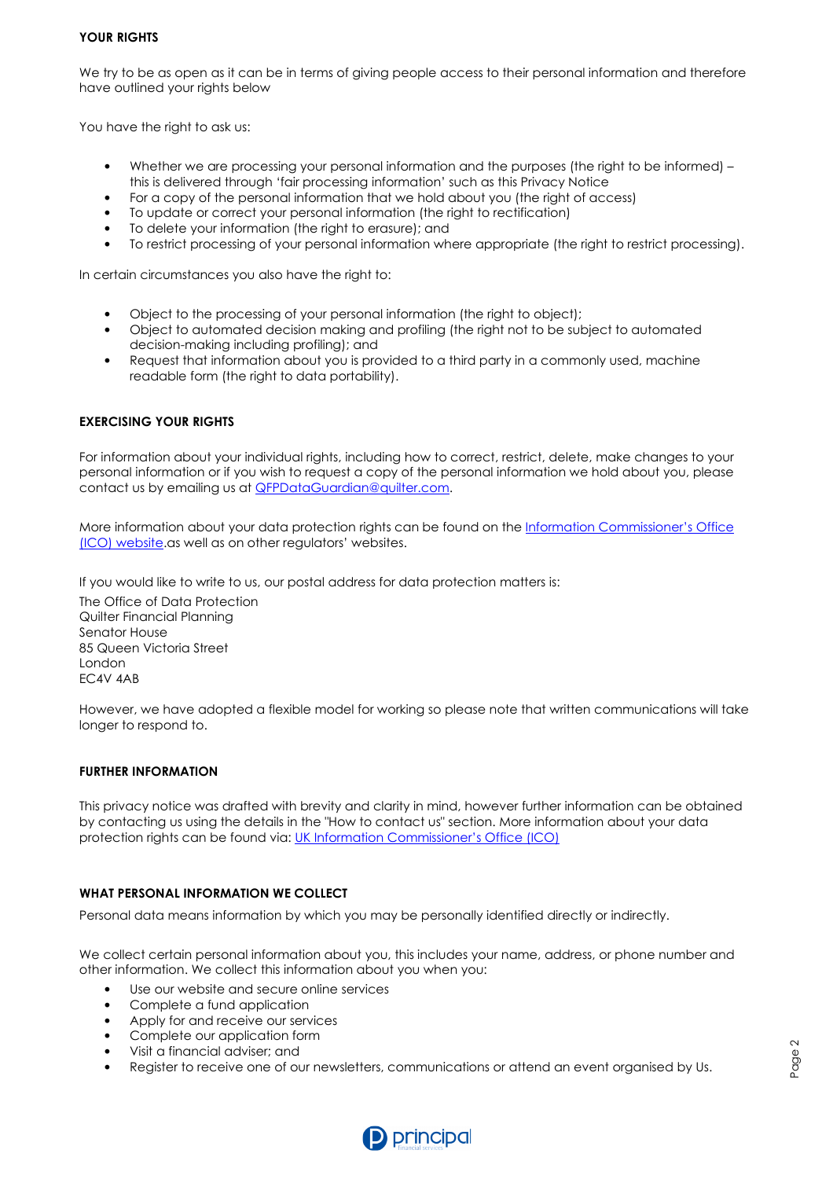**YOUR RIGHTS**

We try to be as open as it can be in terms of giving people access to their personal information and therefore have outlined your rights below

You have the right to ask us:

- Whether we are processing your personal information and the purposes (the right to be informed) – this is delivered through 'fair processing information' such as this Privacy Notice
- For a copy of the personal information that we hold about you (the right of access)
- To update or correct your personal information (the right to rectification)
- To delete your information (the right to erasure); and
- To restrict processing of your personal information where appropriate (the right to restrict processing).

In certain circumstances you also have the right to:

- Object to the processing of your personal information (the right to object);
- Object to automated decision making and profiling (the right not to be subject to automated decision-making including profiling); and
- Request that information about you is provided to a third party in a commonly used, machine readable form (the right to data portability).

**EXERCISING YOUR RIGHTS**

For information about your individual rights, including how to correct, restrict, delete, make changes to your personal information or if you wish to request a copy of the personal information we hold about you, please contact us by emailing us at QFPDataGuardian@quilter.com.

More information about your data protection rights can be found on the Information Commissioner's Office (ICO) website.as well as on other regulators' websites.

If you would like to write to us, our postal address for data protection matters is:

The Office of Data Protection
Quilter Financial Planning
Senator House
85 Queen Victoria Street
London
EC4V 4AB

However, we have adopted a flexible model for working so please note that written communications will take longer to respond to.

**FURTHER INFORMATION**

This privacy notice was drafted with brevity and clarity in mind, however further information can be obtained by contacting us using the details in the "How to contact us" section. More information about your data protection rights can be found via: UK Information Commissioner's Office (ICO)

**WHAT PERSONAL INFORMATION WE COLLECT**

Personal data means information by which you may be personally identified directly or indirectly.

We collect certain personal information about you, this includes your name, address, or phone number and other information. We collect this information about you when you:

- Use our website and secure online services
- Complete a fund application
- Apply for and receive our services
- Complete our application form
- Visit a financial adviser; and
- Register to receive one of our newsletters, communications or attend an event organised by Us.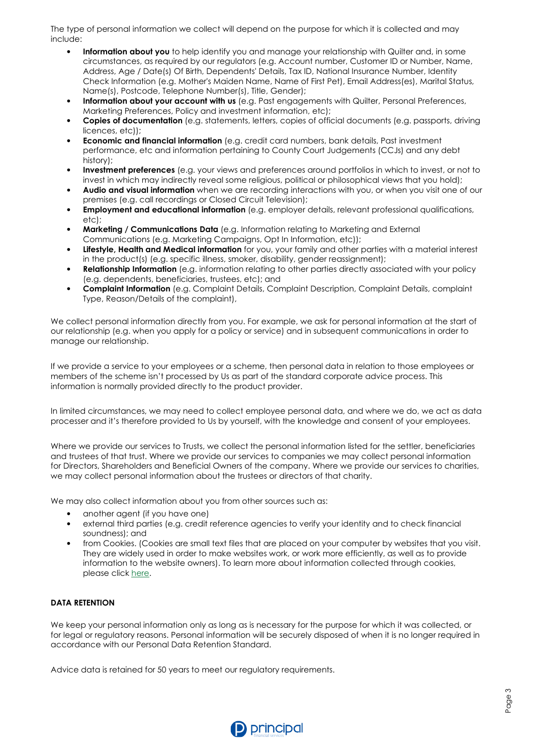The type of personal information we collect will depend on the purpose for which it is collected and may include:

- **Information about you** to help identify you and manage your relationship with Quilter and, in some circumstances, as required by our regulators (e.g. Account number, Customer ID or Number, Name, Address, Age / Date(s) Of Birth, Dependents' Details, Tax ID, National Insurance Number, Identity Check Information (e.g. Mother's Maiden Name, Name of First Pet), Email Address(es), Marital Status, Name(s), Postcode, Telephone Number(s), Title, Gender);
- **Information about your account with us** (e.g. Past engagements with Quilter, Personal Preferences, Marketing Preferences, Policy and investment information, etc);
- **Copies of documentation** (e.g. statements, letters, copies of official documents (e.g. passports, driving licences, etc));
- **Economic and financial information** (e.g. credit card numbers, bank details, Past investment performance, etc and information pertaining to County Court Judgements (CCJs) and any debt history);
- **Investment preferences** (e.g. your views and preferences around portfolios in which to invest, or not to invest in which may indirectly reveal some religious, political or philosophical views that you hold);
- **Audio and visual information** when we are recording interactions with you, or when you visit one of our premises (e.g. call recordings or Closed Circuit Television);
- **Employment and educational information** (e.g. employer details, relevant professional qualifications, etc);
- **Marketing / Communications Data** (e.g. Information relating to Marketing and External Communications (e.g. Marketing Campaigns, Opt In Information, etc));
- **Lifestyle, Health and Medical information** for you, your family and other parties with a material interest in the product(s) (e.g. specific illness, smoker, disability, gender reassignment);
- **Relationship Information** (e.g. information relating to other parties directly associated with your policy (e.g. dependents, beneficiaries, trustees, etc); and
- **Complaint Information** (e.g. Complaint Details, Complaint Description, Complaint Details, complaint Type, Reason/Details of the complaint),

We collect personal information directly from you. For example, we ask for personal information at the start of our relationship (e.g. when you apply for a policy or service) and in subsequent communications in order to manage our relationship.

If we provide a service to your employees or a scheme, then personal data in relation to those employees or members of the scheme isn't processed by Us as part of the standard corporate advice process. This information is normally provided directly to the product provider.

In limited circumstances, we may need to collect employee personal data, and where we do, we act as data processer and it's therefore provided to Us by yourself, with the knowledge and consent of your employees.

Where we provide our services to Trusts, we collect the personal information listed for the settler, beneficiaries and trustees of that trust. Where we provide our services to companies we may collect personal information for Directors, Shareholders and Beneficial Owners of the company. Where we provide our services to charities, we may collect personal information about the trustees or directors of that charity.

We may also collect information about you from other sources such as:

- another agent (if you have one)
- external third parties (e.g. credit reference agencies to verify your identity and to check financial soundness); and
- from Cookies. (Cookies are small text files that are placed on your computer by websites that you visit. They are widely used in order to make websites work, or work more efficiently, as well as to provide information to the website owners). To learn more about information collected through cookies, please click here.

**DATA RETENTION**

We keep your personal information only as long as is necessary for the purpose for which it was collected, or for legal or regulatory reasons. Personal information will be securely disposed of when it is no longer required in accordance with our Personal Data Retention Standard.

Advice data is retained for 50 years to meet our regulatory requirements.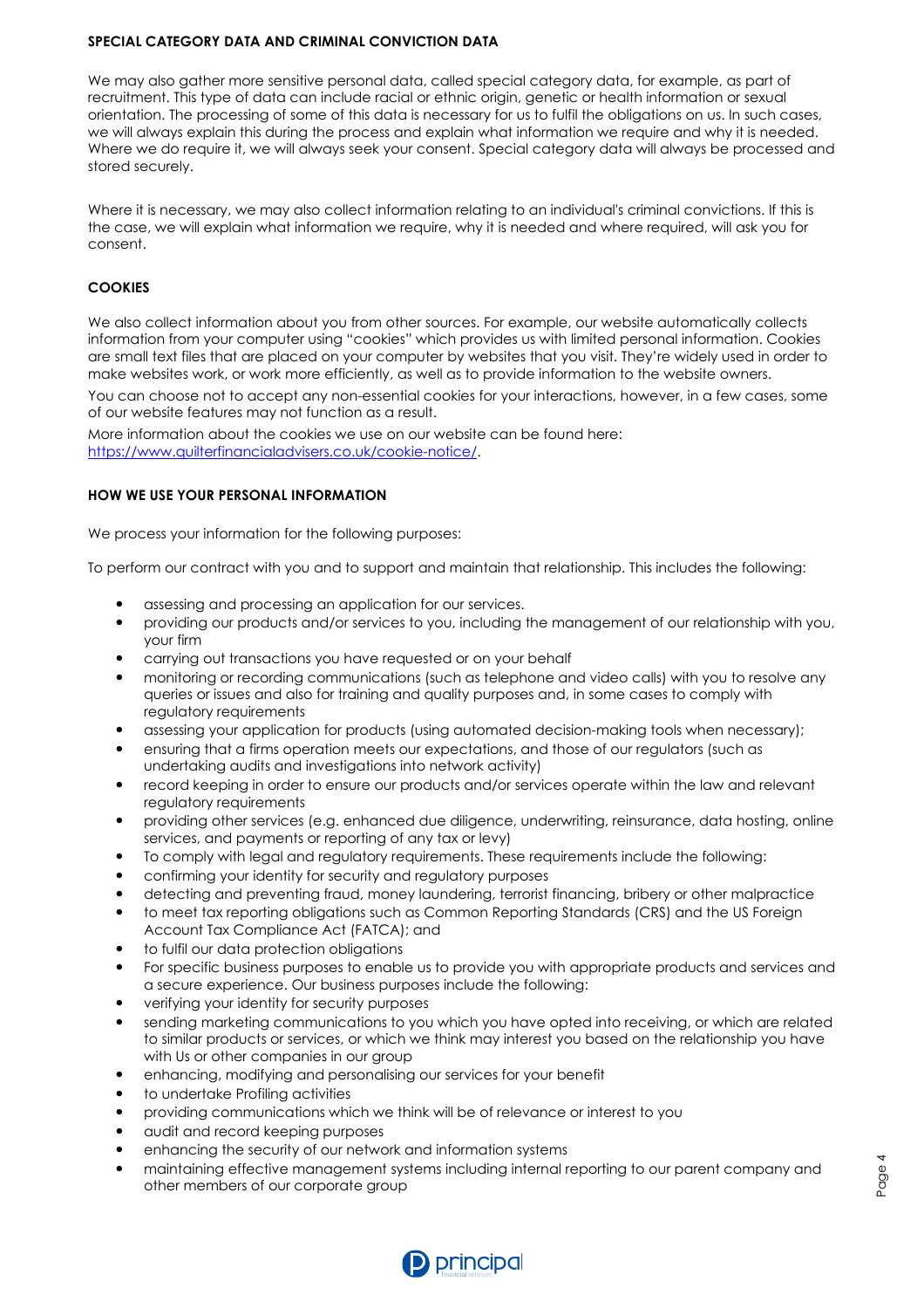## SPECIAL CATEGORY DATA AND CRIMINAL CONVICTION DATA

We may also gather more sensitive personal data, called special category data, for example, as part of recruitment. This type of data can include racial or ethnic origin, genetic or health information or sexual orientation. The processing of some of this data is necessary for us to fulfil the obligations on us. In such cases, we will always explain this during the process and explain what information we require and why it is needed. Where we do require it, we will always seek your consent. Special category data will always be processed and stored securely.

Where it is necessary, we may also collect information relating to an individual's criminal convictions. If this is the case, we will explain what information we require, why it is needed and where required, will ask you for consent.

## COOKIES

We also collect information about you from other sources. For example, our website automatically collects information from your computer using "cookies" which provides us with limited personal information. Cookies are small text files that are placed on your computer by websites that you visit. They're widely used in order to make websites work, or work more efficiently, as well as to provide information to the website owners.

You can choose not to accept any non-essential cookies for your interactions, however, in a few cases, some of our website features may not function as a result.

More information about the cookies we use on our website can be found here: https://www.quilterfinancialadvisers.co.uk/cookie-notice/.

## HOW WE USE YOUR PERSONAL INFORMATION

We process your information for the following purposes:

To perform our contract with you and to support and maintain that relationship. This includes the following:

- assessing and processing an application for our services.
- providing our products and/or services to you, including the management of our relationship with you, your firm
- carrying out transactions you have requested or on your behalf
- monitoring or recording communications (such as telephone and video calls) with you to resolve any queries or issues and also for training and quality purposes and, in some cases to comply with regulatory requirements
- assessing your application for products (using automated decision-making tools when necessary);
- ensuring that a firms operation meets our expectations, and those of our regulators (such as undertaking audits and investigations into network activity)
- record keeping in order to ensure our products and/or services operate within the law and relevant regulatory requirements
- providing other services (e.g. enhanced due diligence, underwriting, reinsurance, data hosting, online services, and payments or reporting of any tax or levy)
- To comply with legal and regulatory requirements. These requirements include the following:
- confirming your identity for security and regulatory purposes
- detecting and preventing fraud, money laundering, terrorist financing, bribery or other malpractice
- to meet tax reporting obligations such as Common Reporting Standards (CRS) and the US Foreign Account Tax Compliance Act (FATCA); and
- to fulfil our data protection obligations
- For specific business purposes to enable us to provide you with appropriate products and services and a secure experience. Our business purposes include the following:
- verifying your identity for security purposes
- sending marketing communications to you which you have opted into receiving, or which are related to similar products or services, or which we think may interest you based on the relationship you have with Us or other companies in our group
- enhancing, modifying and personalising our services for your benefit
- to undertake Profiling activities
- providing communications which we think will be of relevance or interest to you
- audit and record keeping purposes
- enhancing the security of our network and information systems
- maintaining effective management systems including internal reporting to our parent company and other members of our corporate group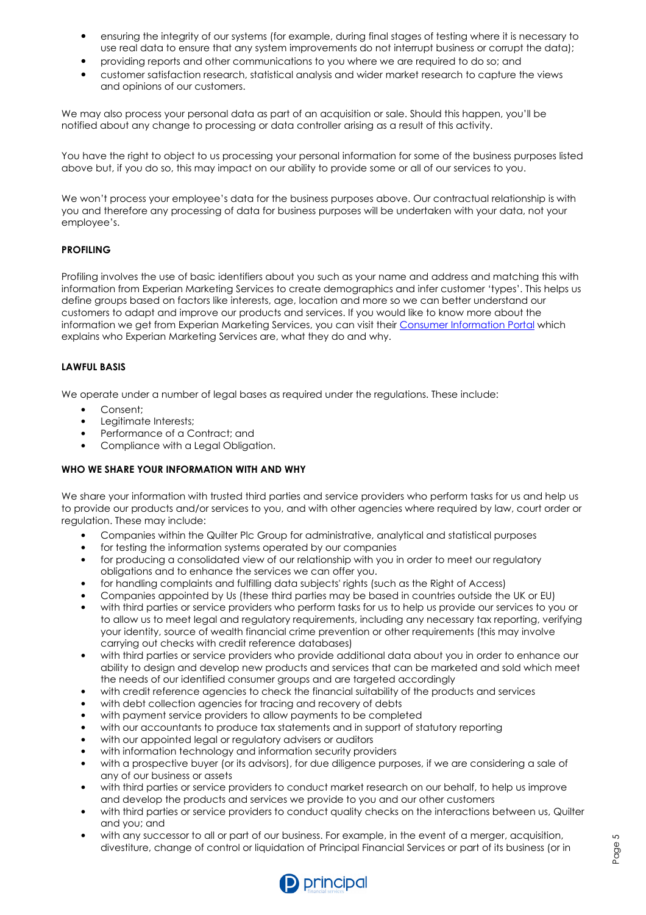- ensuring the integrity of our systems (for example, during final stages of testing where it is necessary to use real data to ensure that any system improvements do not interrupt business or corrupt the data);
- providing reports and other communications to you where we are required to do so; and
- customer satisfaction research, statistical analysis and wider market research to capture the views and opinions of our customers.

We may also process your personal data as part of an acquisition or sale. Should this happen, you'll be notified about any change to processing or data controller arising as a result of this activity.

You have the right to object to us processing your personal information for some of the business purposes listed above but, if you do so, this may impact on our ability to provide some or all of our services to you.

We won't process your employee's data for the business purposes above. Our contractual relationship is with you and therefore any processing of data for business purposes will be undertaken with your data, not your employee's.

**PROFILING**

Profiling involves the use of basic identifiers about you such as your name and address and matching this with information from Experian Marketing Services to create demographics and infer customer 'types'. This helps us define groups based on factors like interests, age, location and more so we can better understand our customers to adapt and improve our products and services. If you would like to know more about the information we get from Experian Marketing Services, you can visit their Consumer Information Portal which explains who Experian Marketing Services are, what they do and why.

**LAWFUL BASIS**

We operate under a number of legal bases as required under the regulations. These include:

- Consent;
- Legitimate Interests;
- Performance of a Contract; and
- Compliance with a Legal Obligation.

**WHO WE SHARE YOUR INFORMATION WITH AND WHY**

We share your information with trusted third parties and service providers who perform tasks for us and help us to provide our products and/or services to you, and with other agencies where required by law, court order or regulation. These may include:

- Companies within the Quilter Plc Group for administrative, analytical and statistical purposes
- for testing the information systems operated by our companies
- for producing a consolidated view of our relationship with you in order to meet our regulatory obligations and to enhance the services we can offer you.
- for handling complaints and fulfilling data subjects' rights (such as the Right of Access)
- Companies appointed by Us (these third parties may be based in countries outside the UK or EU)
- with third parties or service providers who perform tasks for us to help us provide our services to you or to allow us to meet legal and regulatory requirements, including any necessary tax reporting, verifying your identity, source of wealth financial crime prevention or other requirements (this may involve carrying out checks with credit reference databases)
- with third parties or service providers who provide additional data about you in order to enhance our ability to design and develop new products and services that can be marketed and sold which meet the needs of our identified consumer groups and are targeted accordingly
- with credit reference agencies to check the financial suitability of the products and services
- with debt collection agencies for tracing and recovery of debts
- with payment service providers to allow payments to be completed
- with our accountants to produce tax statements and in support of statutory reporting
- with our appointed legal or regulatory advisers or auditors
- with information technology and information security providers
- with a prospective buyer (or its advisors), for due diligence purposes, if we are considering a sale of any of our business or assets
- with third parties or service providers to conduct market research on our behalf, to help us improve and develop the products and services we provide to you and our other customers
- with third parties or service providers to conduct quality checks on the interactions between us, Quilter and you; and
- with any successor to all or part of our business. For example, in the event of a merger, acquisition, divestiture, change of control or liquidation of Principal Financial Services or part of its business (or in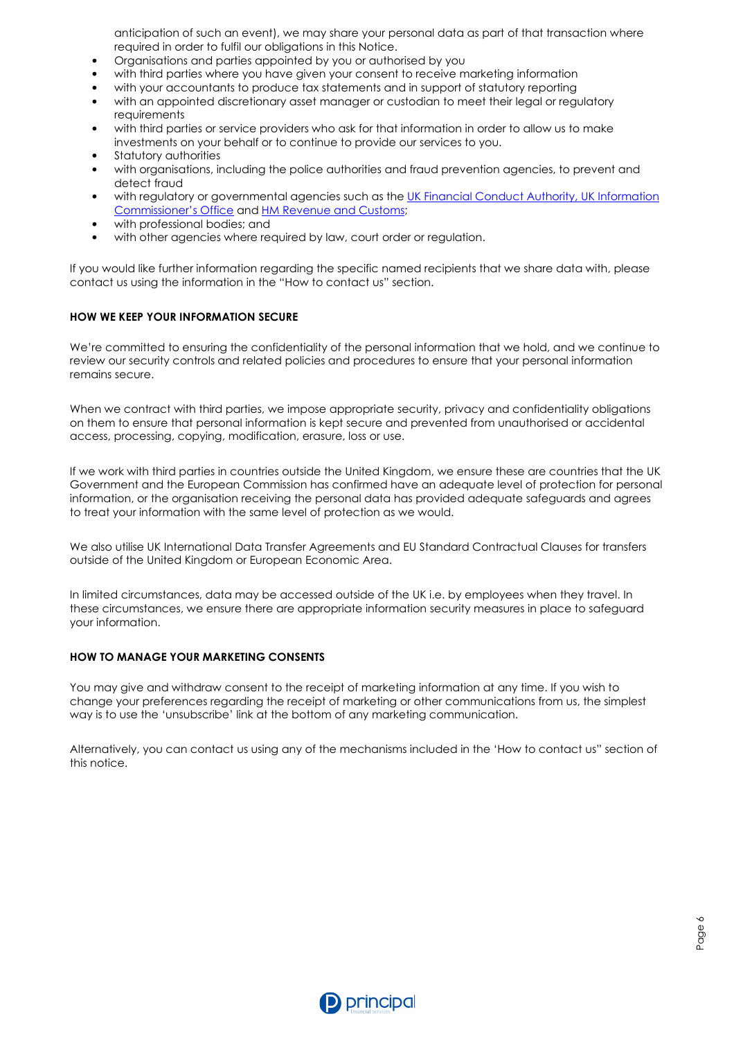anticipation of such an event), we may share your personal data as part of that transaction where required in order to fulfil our obligations in this Notice.

- Organisations and parties appointed by you or authorised by you
- with third parties where you have given your consent to receive marketing information
- with your accountants to produce tax statements and in support of statutory reporting
- with an appointed discretionary asset manager or custodian to meet their legal or regulatory requirements
- with third parties or service providers who ask for that information in order to allow us to make investments on your behalf or to continue to provide our services to you.
- Statutory authorities
- with organisations, including the police authorities and fraud prevention agencies, to prevent and detect fraud
- with regulatory or governmental agencies such as the UK Financial Conduct Authority, UK Information Commissioner's Office and HM Revenue and Customs;
- with professional bodies; and
- with other agencies where required by law, court order or regulation.

If you would like further information regarding the specific named recipients that we share data with, please contact us using the information in the "How to contact us" section.

## HOW WE KEEP YOUR INFORMATION SECURE

We're committed to ensuring the confidentiality of the personal information that we hold, and we continue to review our security controls and related policies and procedures to ensure that your personal information remains secure.

When we contract with third parties, we impose appropriate security, privacy and confidentiality obligations on them to ensure that personal information is kept secure and prevented from unauthorised or accidental access, processing, copying, modification, erasure, loss or use.

If we work with third parties in countries outside the United Kingdom, we ensure these are countries that the UK Government and the European Commission has confirmed have an adequate level of protection for personal information, or the organisation receiving the personal data has provided adequate safeguards and agrees to treat your information with the same level of protection as we would.

We also utilise UK International Data Transfer Agreements and EU Standard Contractual Clauses for transfers outside of the United Kingdom or European Economic Area.

In limited circumstances, data may be accessed outside of the UK i.e. by employees when they travel. In these circumstances, we ensure there are appropriate information security measures in place to safeguard your information.

## HOW TO MANAGE YOUR MARKETING CONSENTS

You may give and withdraw consent to the receipt of marketing information at any time. If you wish to change your preferences regarding the receipt of marketing or other communications from us, the simplest way is to use the 'unsubscribe' link at the bottom of any marketing communication.

Alternatively, you can contact us using any of the mechanisms included in the 'How to contact us" section of this notice.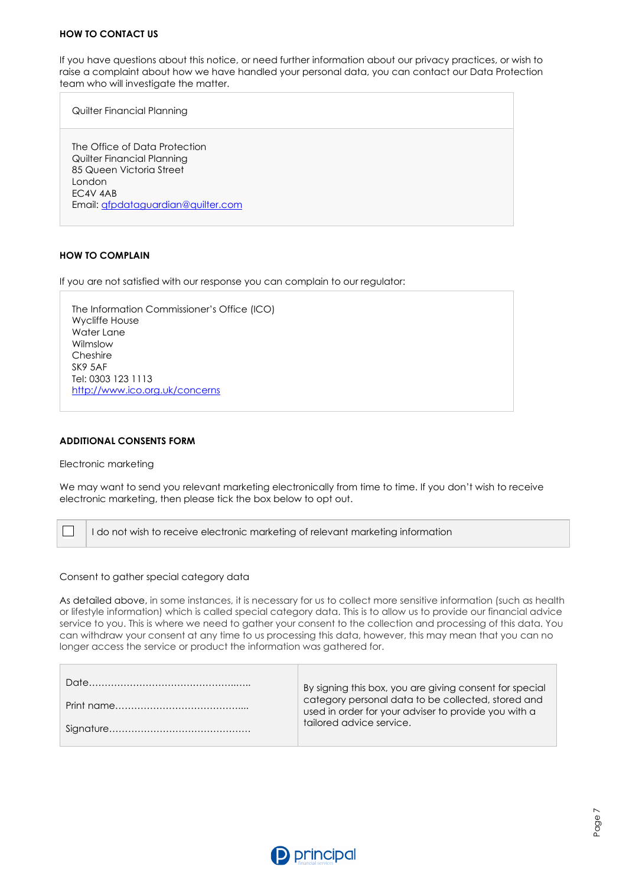**HOW TO CONTACT US**

If you have questions about this notice, or need further information about our privacy practices, or wish to raise a complaint about how we have handled your personal data, you can contact our Data Protection team who will investigate the matter.

| |
|---|
| Quilter Financial Planning |
| The Office of Data Protection<br>Quilter Financial Planning<br>85 Queen Victoria Street<br>London<br>EC4V 4AB<br>Email: qfpdataguardian@quilter.com |

**HOW TO COMPLAIN**

If you are not satisfied with our response you can complain to our regulator:

The Information Commissioner's Office (ICO)
Wycliffe House
Water Lane
Wilmslow
Cheshire
SK9 5AF
Tel: 0303 123 1113
http://www.ico.org.uk/concerns

**ADDITIONAL CONSENTS FORM**

Electronic marketing

We may want to send you relevant marketing electronically from time to time. If you don't wish to receive electronic marketing, then please tick the box below to opt out.

| | |
|---|---|
| ☐ | I do not wish to receive electronic marketing of relevant marketing information |

Consent to gather special category data

As detailed above, in some instances, it is necessary for us to collect more sensitive information (such as health or lifestyle information) which is called special category data. This is to allow us to provide our financial advice service to you. This is where we need to gather your consent to the collection and processing of this data. You can withdraw your consent at any time to us processing this data, however, this may mean that you can no longer access the service or product the information was gathered for.

| | |
|---|---|
| Date……………………………………………<br>Print name……………………………………<br>Signature……………………………………… | By signing this box, you are giving consent for special category personal data to be collected, stored and used in order for your adviser to provide you with a tailored advice service. |

principal financial services